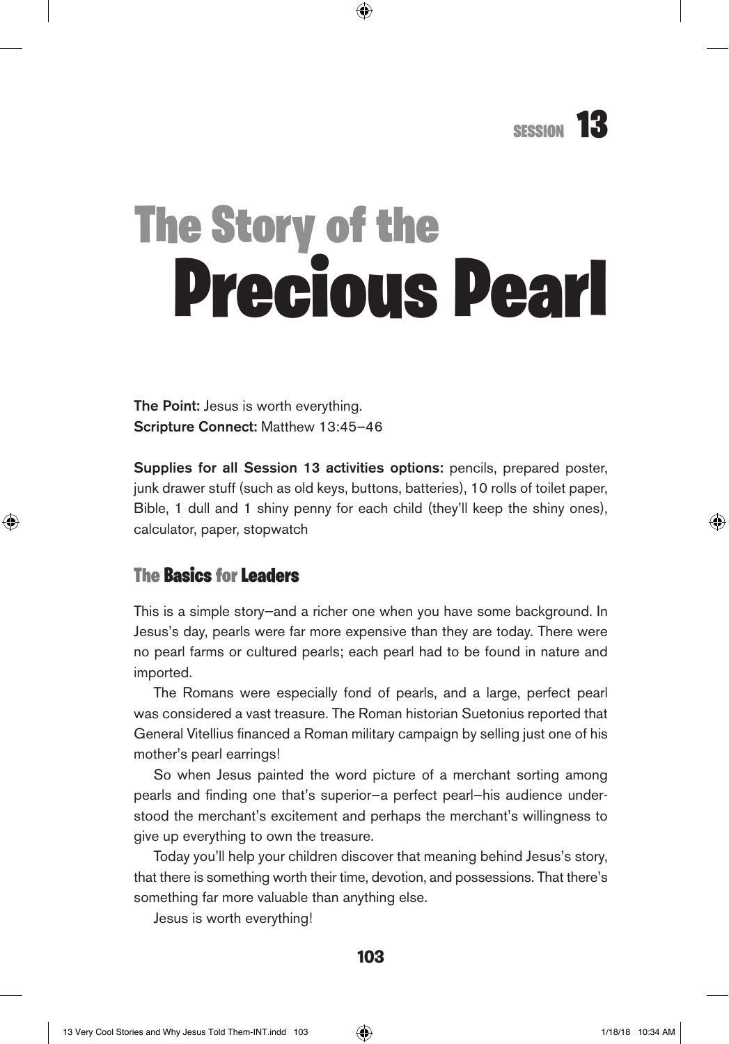SESSION 13

# The Story of the Precious Pearl

**The Point:** Jesus is worth everything.
**Scripture Connect:** Matthew 13:45–46

**Supplies for all Session 13 activities options:** pencils, prepared poster, junk drawer stuff (such as old keys, buttons, batteries), 10 rolls of toilet paper, Bible, 1 dull and 1 shiny penny for each child (they'll keep the shiny ones), calculator, paper, stopwatch

## The Basics for Leaders

This is a simple story—and a richer one when you have some background. In Jesus's day, pearls were far more expensive than they are today. There were no pearl farms or cultured pearls; each pearl had to be found in nature and imported.

The Romans were especially fond of pearls, and a large, perfect pearl was considered a vast treasure. The Roman historian Suetonius reported that General Vitellius financed a Roman military campaign by selling just one of his mother's pearl earrings!

So when Jesus painted the word picture of a merchant sorting among pearls and finding one that's superior—a perfect pearl—his audience understood the merchant's excitement and perhaps the merchant's willingness to give up everything to own the treasure.

Today you'll help your children discover that meaning behind Jesus's story, that there is something worth their time, devotion, and possessions. That there's something far more valuable than anything else.

Jesus is worth everything!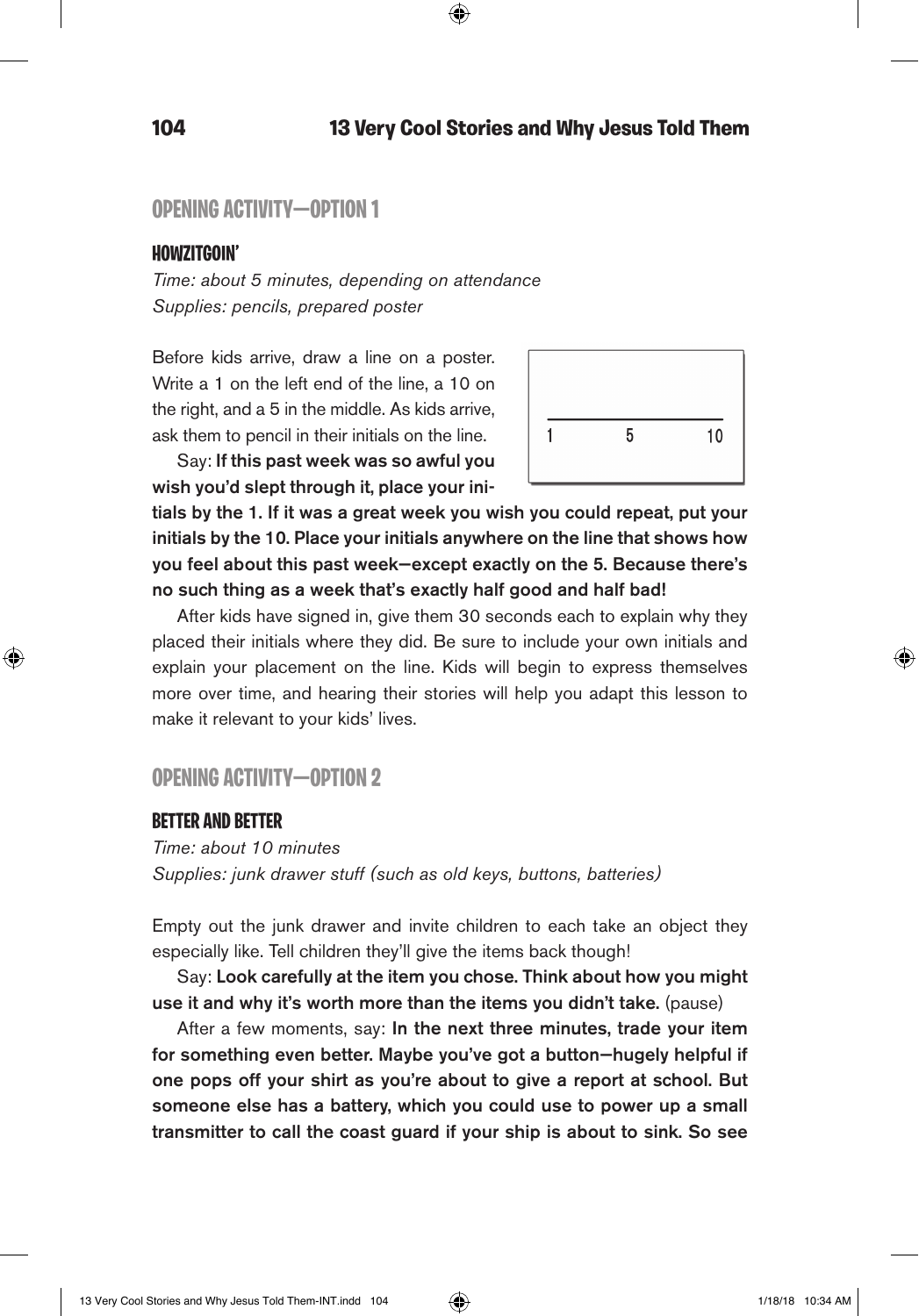## OPENING ACTIVITY—OPTION 1

### HOWZITGOIN'

*Time: about 5 minutes, depending on attendance*
*Supplies: pencils, prepared poster*

Before kids arrive, draw a line on a poster. Write a 1 on the left end of the line, a 10 on the right, and a 5 in the middle. As kids arrive, ask them to pencil in their initials on the line.

Say: **If this past week was so awful you wish you'd slept through it, place your initials by the 1. If it was a great week you wish you could repeat, put your initials by the 10. Place your initials anywhere on the line that shows how you feel about this past week—except exactly on the 5. Because there's no such thing as a week that's exactly half good and half bad!**

After kids have signed in, give them 30 seconds each to explain why they placed their initials where they did. Be sure to include your own initials and explain your placement on the line. Kids will begin to express themselves more over time, and hearing their stories will help you adapt this lesson to make it relevant to your kids' lives.

## OPENING ACTIVITY—OPTION 2

### BETTER AND BETTER

*Time: about 10 minutes*
*Supplies: junk drawer stuff (such as old keys, buttons, batteries)*

Empty out the junk drawer and invite children to each take an object they especially like. Tell children they'll give the items back though!

Say: **Look carefully at the item you chose. Think about how you might use it and why it's worth more than the items you didn't take.** (pause)

After a few moments, say: **In the next three minutes, trade your item for something even better. Maybe you've got a button—hugely helpful if one pops off your shirt as you're about to give a report at school. But someone else has a battery, which you could use to power up a small transmitter to call the coast guard if your ship is about to sink. So see**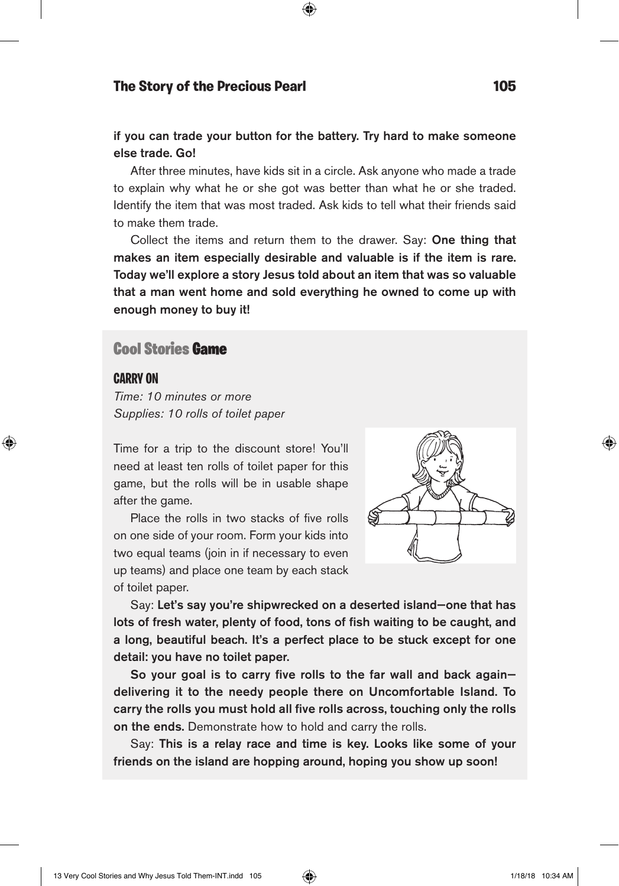**if you can trade your button for the battery. Try hard to make someone else trade. Go!**

After three minutes, have kids sit in a circle. Ask anyone who made a trade to explain why what he or she got was better than what he or she traded. Identify the item that was most traded. Ask kids to tell what their friends said to make them trade.

Collect the items and return them to the drawer. Say: **One thing that makes an item especially desirable and valuable is if the item is rare. Today we'll explore a story Jesus told about an item that was so valuable that a man went home and sold everything he owned to come up with enough money to buy it!**

## Cool Stories Game

### CARRY ON

*Time: 10 minutes or more*
*Supplies: 10 rolls of toilet paper*

Time for a trip to the discount store! You'll need at least ten rolls of toilet paper for this game, but the rolls will be in usable shape after the game.

Place the rolls in two stacks of five rolls on one side of your room. Form your kids into two equal teams (join in if necessary to even up teams) and place one team by each stack of toilet paper.

Say: **Let's say you're shipwrecked on a deserted island—one that has lots of fresh water, plenty of food, tons of fish waiting to be caught, and a long, beautiful beach. It's a perfect place to be stuck except for one detail: you have no toilet paper.**

**So your goal is to carry five rolls to the far wall and back again—delivering it to the needy people there on Uncomfortable Island. To carry the rolls you must hold all five rolls across, touching only the rolls on the ends.** Demonstrate how to hold and carry the rolls.

Say: **This is a relay race and time is key. Looks like some of your friends on the island are hopping around, hoping you show up soon!**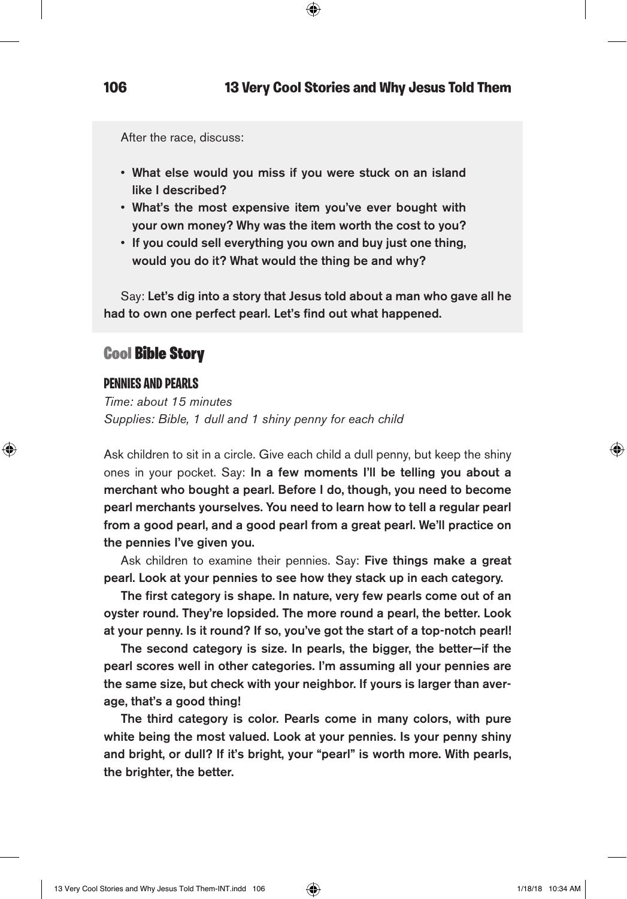After the race, discuss:

- **What else would you miss if you were stuck on an island like I described?**
- **What's the most expensive item you've ever bought with your own money? Why was the item worth the cost to you?**
- **If you could sell everything you own and buy just one thing, would you do it? What would the thing be and why?**

Say: **Let's dig into a story that Jesus told about a man who gave all he had to own one perfect pearl. Let's find out what happened.**

## Cool Bible Story

### PENNIES AND PEARLS

*Time: about 15 minutes*
*Supplies: Bible, 1 dull and 1 shiny penny for each child*

Ask children to sit in a circle. Give each child a dull penny, but keep the shiny ones in your pocket. Say: **In a few moments I'll be telling you about a merchant who bought a pearl. Before I do, though, you need to become pearl merchants yourselves. You need to learn how to tell a regular pearl from a good pearl, and a good pearl from a great pearl. We'll practice on the pennies I've given you.**

Ask children to examine their pennies. Say: **Five things make a great pearl. Look at your pennies to see how they stack up in each category.**

**The first category is shape. In nature, very few pearls come out of an oyster round. They're lopsided. The more round a pearl, the better. Look at your penny. Is it round? If so, you've got the start of a top-notch pearl!**

**The second category is size. In pearls, the bigger, the better—if the pearl scores well in other categories. I'm assuming all your pennies are the same size, but check with your neighbor. If yours is larger than average, that's a good thing!**

**The third category is color. Pearls come in many colors, with pure white being the most valued. Look at your pennies. Is your penny shiny and bright, or dull? If it's bright, your "pearl" is worth more. With pearls, the brighter, the better.**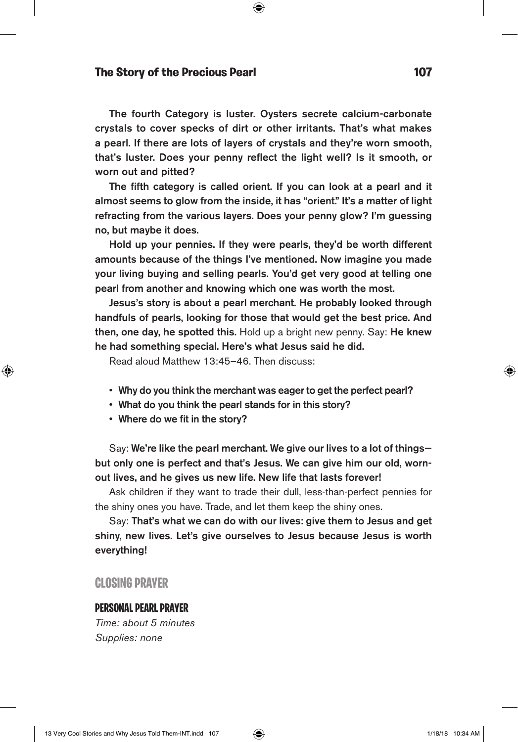**The fourth Category is luster. Oysters secrete calcium-carbonate crystals to cover specks of dirt or other irritants. That's what makes a pearl. If there are lots of layers of crystals and they're worn smooth, that's luster. Does your penny reflect the light well? Is it smooth, or worn out and pitted?**

**The fifth category is called orient. If you can look at a pearl and it almost seems to glow from the inside, it has "orient." It's a matter of light refracting from the various layers. Does your penny glow? I'm guessing no, but maybe it does.**

**Hold up your pennies. If they were pearls, they'd be worth different amounts because of the things I've mentioned. Now imagine you made your living buying and selling pearls. You'd get very good at telling one pearl from another and knowing which one was worth the most.**

**Jesus's story is about a pearl merchant. He probably looked through handfuls of pearls, looking for those that would get the best price. And then, one day, he spotted this.** Hold up a bright new penny. Say: **He knew he had something special. Here's what Jesus said he did.**

Read aloud Matthew 13:45–46. Then discuss:

- **Why do you think the merchant was eager to get the perfect pearl?**
- **What do you think the pearl stands for in this story?**
- **Where do we fit in the story?**

Say: **We're like the pearl merchant. We give our lives to a lot of things—but only one is perfect and that's Jesus. We can give him our old, worn-out lives, and he gives us new life. New life that lasts forever!**

Ask children if they want to trade their dull, less-than-perfect pennies for the shiny ones you have. Trade, and let them keep the shiny ones.

Say: **That's what we can do with our lives: give them to Jesus and get shiny, new lives. Let's give ourselves to Jesus because Jesus is worth everything!**

## CLOSING PRAYER

### PERSONAL PEARL PRAYER

*Time: about 5 minutes*
*Supplies: none*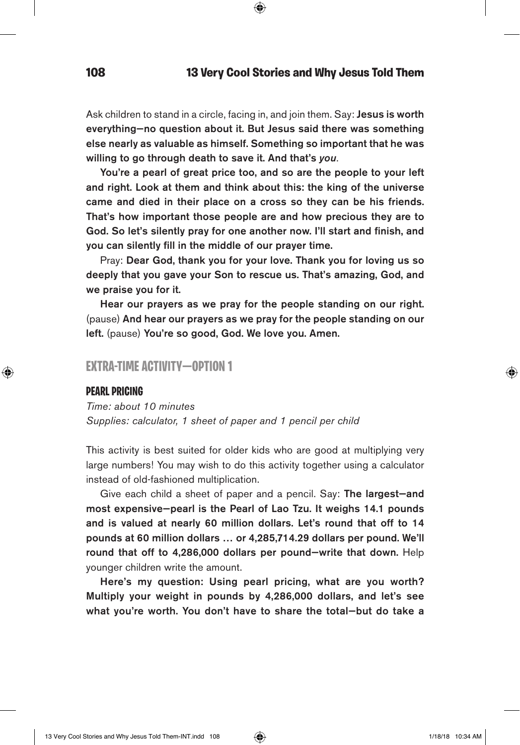Ask children to stand in a circle, facing in, and join them. Say: **Jesus is worth everything—no question about it. But Jesus said there was something else nearly as valuable as himself. Something so important that he was willing to go through death to save it. And that's *you*.**

**You're a pearl of great price too, and so are the people to your left and right. Look at them and think about this: the king of the universe came and died in their place on a cross so they can be his friends. That's how important those people are and how precious they are to God. So let's silently pray for one another now. I'll start and finish, and you can silently fill in the middle of our prayer time.**

Pray: **Dear God, thank you for your love. Thank you for loving us so deeply that you gave your Son to rescue us. That's amazing, God, and we praise you for it.**

**Hear our prayers as we pray for the people standing on our right.** (pause) **And hear our prayers as we pray for the people standing on our left.** (pause) **You're so good, God. We love you. Amen.**

## EXTRA-TIME ACTIVITY—OPTION 1

### PEARL PRICING

*Time: about 10 minutes*
*Supplies: calculator, 1 sheet of paper and 1 pencil per child*

This activity is best suited for older kids who are good at multiplying very large numbers! You may wish to do this activity together using a calculator instead of old-fashioned multiplication.

Give each child a sheet of paper and a pencil. Say: **The largest—and most expensive—pearl is the Pearl of Lao Tzu. It weighs 14.1 pounds and is valued at nearly 60 million dollars. Let's round that off to 14 pounds at 60 million dollars … or 4,285,714.29 dollars per pound. We'll round that off to 4,286,000 dollars per pound—write that down.** Help younger children write the amount.

**Here's my question: Using pearl pricing, what are you worth? Multiply your weight in pounds by 4,286,000 dollars, and let's see what you're worth. You don't have to share the total—but do take a**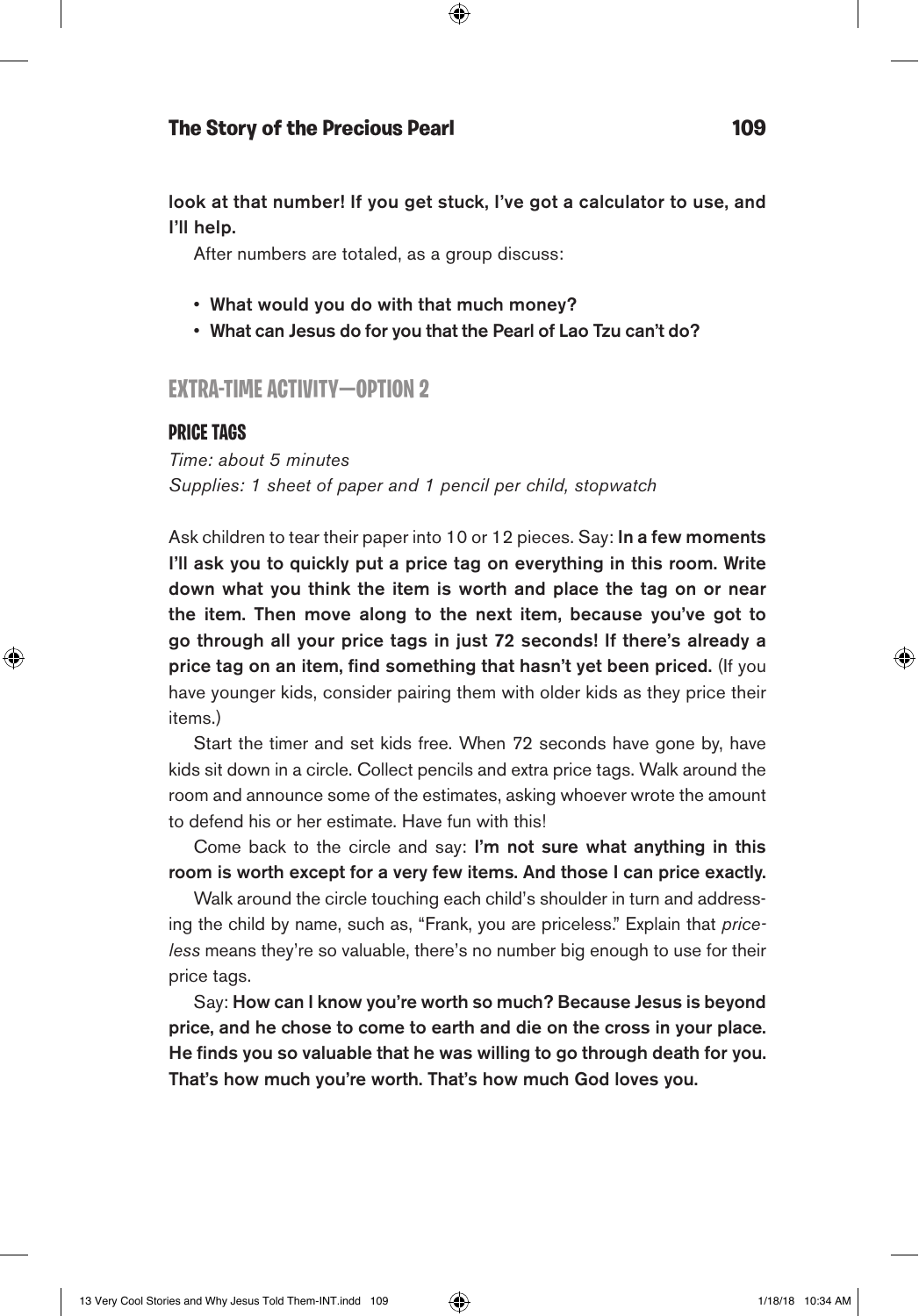**look at that number! If you get stuck, I've got a calculator to use, and I'll help.**

After numbers are totaled, as a group discuss:

- **What would you do with that much money?**
- **What can Jesus do for you that the Pearl of Lao Tzu can't do?**

## EXTRA-TIME ACTIVITY—OPTION 2

### PRICE TAGS

*Time: about 5 minutes*
*Supplies: 1 sheet of paper and 1 pencil per child, stopwatch*

Ask children to tear their paper into 10 or 12 pieces. Say: **In a few moments I'll ask you to quickly put a price tag on everything in this room. Write down what you think the item is worth and place the tag on or near the item. Then move along to the next item, because you've got to go through all your price tags in just 72 seconds! If there's already a price tag on an item, find something that hasn't yet been priced.** (If you have younger kids, consider pairing them with older kids as they price their items.)

Start the timer and set kids free. When 72 seconds have gone by, have kids sit down in a circle. Collect pencils and extra price tags. Walk around the room and announce some of the estimates, asking whoever wrote the amount to defend his or her estimate. Have fun with this!

Come back to the circle and say: **I'm not sure what anything in this room is worth except for a very few items. And those I can price exactly.**

Walk around the circle touching each child's shoulder in turn and addressing the child by name, such as, "Frank, you are priceless." Explain that *priceless* means they're so valuable, there's no number big enough to use for their price tags.

Say: **How can I know you're worth so much? Because Jesus is beyond price, and he chose to come to earth and die on the cross in your place. He finds you so valuable that he was willing to go through death for you. That's how much you're worth. That's how much God loves you.**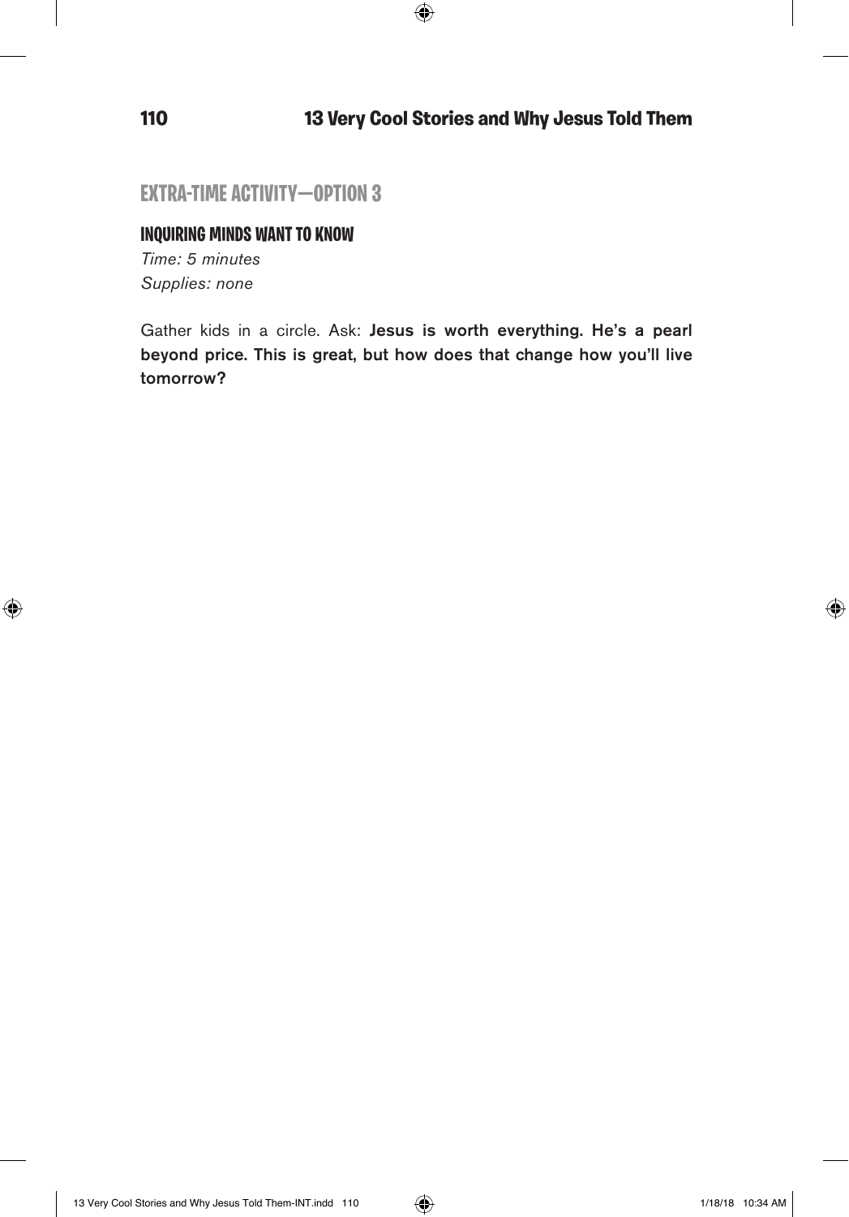## EXTRA-TIME ACTIVITY—OPTION 3

### INQUIRING MINDS WANT TO KNOW

*Time: 5 minutes*
*Supplies: none*

Gather kids in a circle. Ask: **Jesus is worth everything. He's a pearl beyond price. This is great, but how does that change how you'll live tomorrow?**